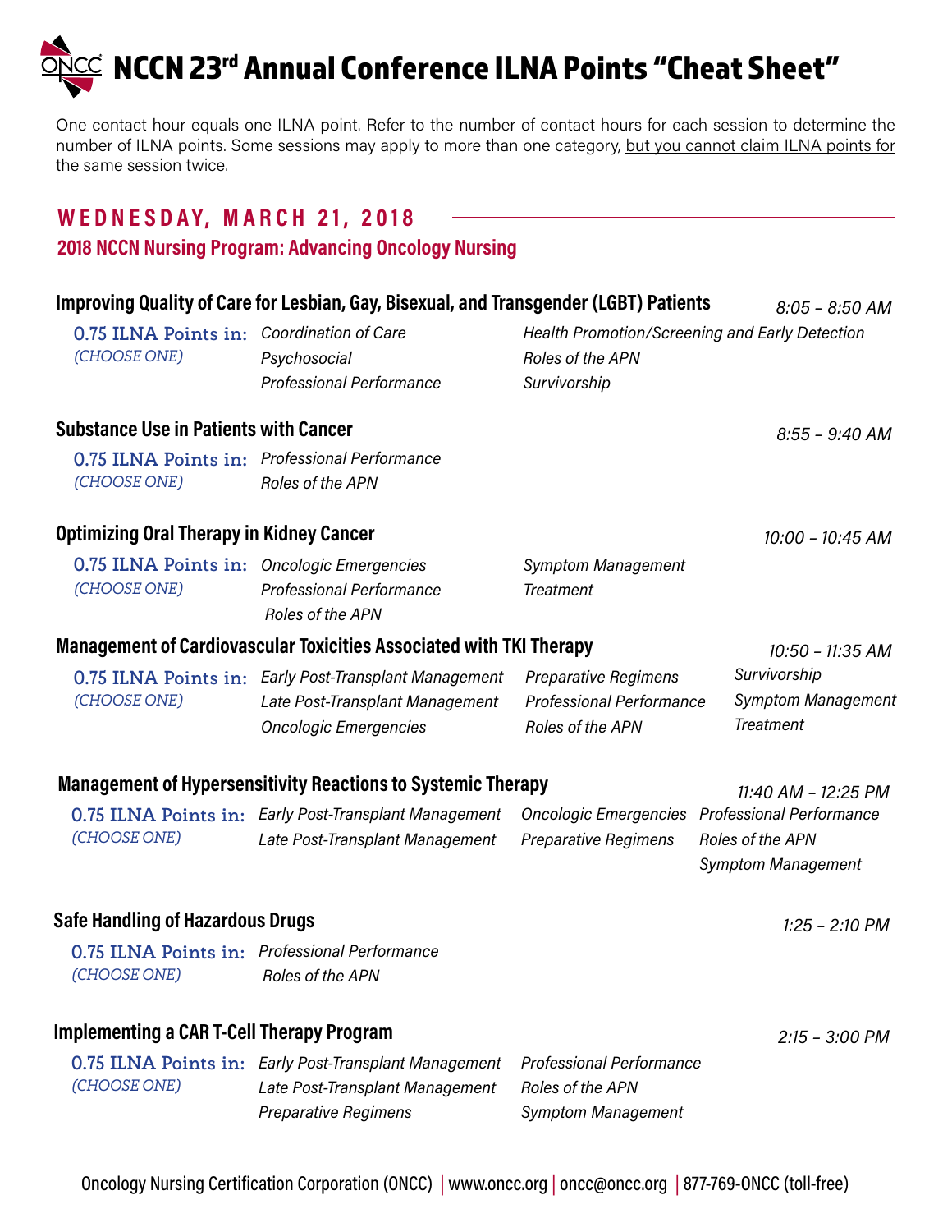# NCCN 23rd Annual Conference ILNA Points "Cheat Sheet"

One contact hour equals one ILNA point. Refer to the number of contact hours for each session to determine the number of ILNA points. Some sessions may apply to more than one category, but you cannot claim ILNA points for the same session twice.

## WEDNESDAY, MARCH 21, 2018

### 2018 NCCN Nursing Program: Advancing Oncology Nursing

**Improving Quality of Care for Lesbian, Gay, Bisexual, and Transgender (LGBT) Patients** — *8:05 – 8:50 AM*

**0.75 ILNA Points in:** *(CHOOSE ONE)*

- *Coordination of Care*
- *Psychosocial*
- *Professional Performance*
- *Health Promotion/Screening and Early Detection*
- *Roles of the APN*
- *Survivorship*

**Substance Use in Patients with Cancer** — *8:55 – 9:40 AM*

**0.75 ILNA Points in:** *(CHOOSE ONE)*

- *Professional Performance*
- *Roles of the APN*

**Optimizing Oral Therapy in Kidney Cancer** — *10:00 – 10:45 AM*

**0.75 ILNA Points in:** *(CHOOSE ONE)*

- *Oncologic Emergencies*
- *Professional Performance*
- *Roles of the APN*
- *Symptom Management*
- *Treatment*

**Management of Cardiovascular Toxicities Associated with TKI Therapy** — *10:50 – 11:35 AM*

**0.75 ILNA Points in:** *(CHOOSE ONE)*

- *Early Post-Transplant Management*
- *Late Post-Transplant Management*
- *Oncologic Emergencies*
- *Preparative Regimens*
- *Professional Performance*
- *Roles of the APN*
- *Survivorship*
- *Symptom Management*
- *Treatment*

**Management of Hypersensitivity Reactions to Systemic Therapy** — *11:40 AM – 12:25 PM*

**0.75 ILNA Points in:** *(CHOOSE ONE)*

- *Early Post-Transplant Management*
- *Late Post-Transplant Management*
- *Oncologic Emergencies*
- *Preparative Regimens*
- *Professional Performance*
- *Roles of the APN*
- *Symptom Management*

**Safe Handling of Hazardous Drugs** — *1:25 – 2:10 PM*

**0.75 ILNA Points in:** *(CHOOSE ONE)*

- *Professional Performance*
- *Roles of the APN*

**Implementing a CAR T-Cell Therapy Program** — *2:15 – 3:00 PM*

**0.75 ILNA Points in:** *(CHOOSE ONE)*

- *Early Post-Transplant Management*
- *Late Post-Transplant Management*
- *Preparative Regimens*
- *Professional Performance*
- *Roles of the APN*
- *Symptom Management*

Oncology Nursing Certification Corporation (ONCC) | www.oncc.org | oncc@oncc.org | 877-769-ONCC (toll-free)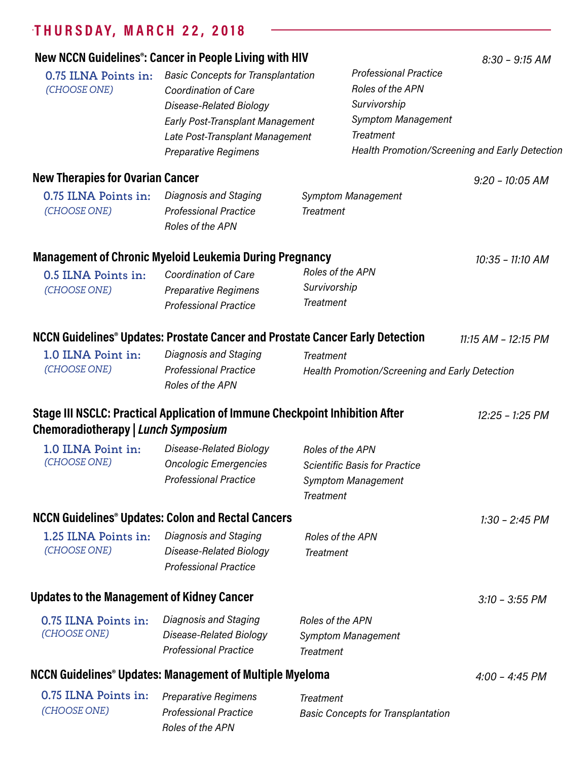## THURSDAY, MARCH 22, 2018

### New NCCN Guidelines®: Cancer in People Living with HIV

*8:30 – 9:15 AM*

**0.75 ILNA Points in:**
*(CHOOSE ONE)*

*Basic Concepts for Transplantation*
*Coordination of Care*
*Disease-Related Biology*
*Early Post-Transplant Management*
*Late Post-Transplant Management*
*Preparative Regimens*
*Professional Practice*
*Roles of the APN*
*Survivorship*
*Symptom Management*
*Treatment*
*Health Promotion/Screening and Early Detection*

### New Therapies for Ovarian Cancer

*9:20 – 10:05 AM*

**0.75 ILNA Points in:**
*(CHOOSE ONE)*

*Diagnosis and Staging*
*Professional Practice*
*Roles of the APN*
*Symptom Management*
*Treatment*

### Management of Chronic Myeloid Leukemia During Pregnancy

*10:35 – 11:10 AM*

**0.5 ILNA Points in:**
*(CHOOSE ONE)*

*Coordination of Care*
*Preparative Regimens*
*Professional Practice*
*Roles of the APN*
*Survivorship*
*Treatment*

### NCCN Guidelines® Updates: Prostate Cancer and Prostate Cancer Early Detection

*11:15 AM – 12:15 PM*

**1.0 ILNA Point in:**
*(CHOOSE ONE)*

*Diagnosis and Staging*
*Professional Practice*
*Roles of the APN*
*Treatment*
*Health Promotion/Screening and Early Detection*

### Stage III NSCLC: Practical Application of Immune Checkpoint Inhibition After Chemoradiotherapy | *Lunch Symposium*

*12:25 – 1:25 PM*

**1.0 ILNA Point in:**
*(CHOOSE ONE)*

*Disease-Related Biology*
*Oncologic Emergencies*
*Professional Practice*
*Roles of the APN*
*Scientific Basis for Practice*
*Symptom Management*
*Treatment*

### NCCN Guidelines® Updates: Colon and Rectal Cancers

*1:30 – 2:45 PM*

**1.25 ILNA Points in:**
*(CHOOSE ONE)*

*Diagnosis and Staging*
*Disease-Related Biology*
*Professional Practice*
*Roles of the APN*
*Treatment*

### Updates to the Management of Kidney Cancer

*3:10 – 3:55 PM*

**0.75 ILNA Points in:**
*(CHOOSE ONE)*

*Diagnosis and Staging*
*Disease-Related Biology*
*Professional Practice*
*Roles of the APN*
*Symptom Management*
*Treatment*

### NCCN Guidelines® Updates: Management of Multiple Myeloma

*4:00 – 4:45 PM*

**0.75 ILNA Points in:**
*(CHOOSE ONE)*

*Preparative Regimens*
*Professional Practice*
*Roles of the APN*
*Treatment*
*Basic Concepts for Transplantation*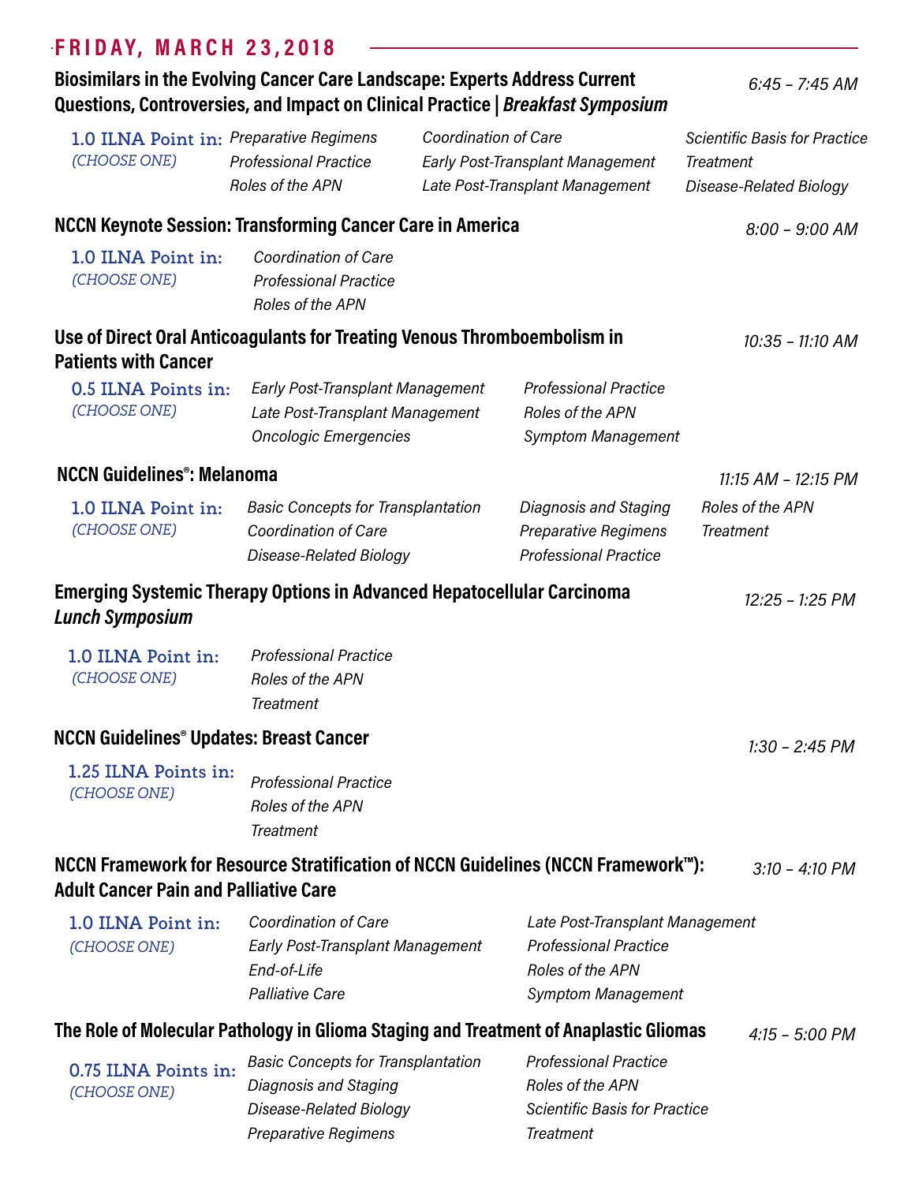## FRIDAY, MARCH 23, 2018

### Biosimilars in the Evolving Cancer Care Landscape: Experts Address Current Questions, Controversies, and Impact on Clinical Practice | *Breakfast Symposium*

*6:45 – 7:45 AM*

**1.0 ILNA Point in:** *(CHOOSE ONE)*

- *Preparative Regimens*
- *Professional Practice*
- *Roles of the APN*
- *Coordination of Care*
- *Early Post-Transplant Management*
- *Late Post-Transplant Management*
- *Scientific Basis for Practice*
- *Treatment*
- *Disease-Related Biology*

### NCCN Keynote Session: Transforming Cancer Care in America

*8:00 – 9:00 AM*

**1.0 ILNA Point in:** *(CHOOSE ONE)*

- *Coordination of Care*
- *Professional Practice*
- *Roles of the APN*

### Use of Direct Oral Anticoagulants for Treating Venous Thromboembolism in Patients with Cancer

*10:35 – 11:10 AM*

**0.5 ILNA Points in:** *(CHOOSE ONE)*

- *Early Post-Transplant Management*
- *Late Post-Transplant Management*
- *Oncologic Emergencies*
- *Professional Practice*
- *Roles of the APN*
- *Symptom Management*

### NCCN Guidelines®: Melanoma

*11:15 AM – 12:15 PM*

**1.0 ILNA Point in:** *(CHOOSE ONE)*

- *Basic Concepts for Transplantation*
- *Coordination of Care*
- *Disease-Related Biology*
- *Diagnosis and Staging*
- *Preparative Regimens*
- *Professional Practice*
- *Roles of the APN*
- *Treatment*

### Emerging Systemic Therapy Options in Advanced Hepatocellular Carcinoma *Lunch Symposium*

*12:25 – 1:25 PM*

**1.0 ILNA Point in:** *(CHOOSE ONE)*

- *Professional Practice*
- *Roles of the APN*
- *Treatment*

### NCCN Guidelines® Updates: Breast Cancer

*1:30 – 2:45 PM*

**1.25 ILNA Points in:** *(CHOOSE ONE)*

- *Professional Practice*
- *Roles of the APN*
- *Treatment*

### NCCN Framework for Resource Stratification of NCCN Guidelines (NCCN Framework™): Adult Cancer Pain and Palliative Care

*3:10 – 4:10 PM*

**1.0 ILNA Point in:** *(CHOOSE ONE)*

- *Coordination of Care*
- *Early Post-Transplant Management*
- *End-of-Life*
- *Palliative Care*
- *Late Post-Transplant Management*
- *Professional Practice*
- *Roles of the APN*
- *Symptom Management*

### The Role of Molecular Pathology in Glioma Staging and Treatment of Anaplastic Gliomas

*4:15 – 5:00 PM*

**0.75 ILNA Points in:** *(CHOOSE ONE)*

- *Basic Concepts for Transplantation*
- *Diagnosis and Staging*
- *Disease-Related Biology*
- *Preparative Regimens*
- *Professional Practice*
- *Roles of the APN*
- *Scientific Basis for Practice*
- *Treatment*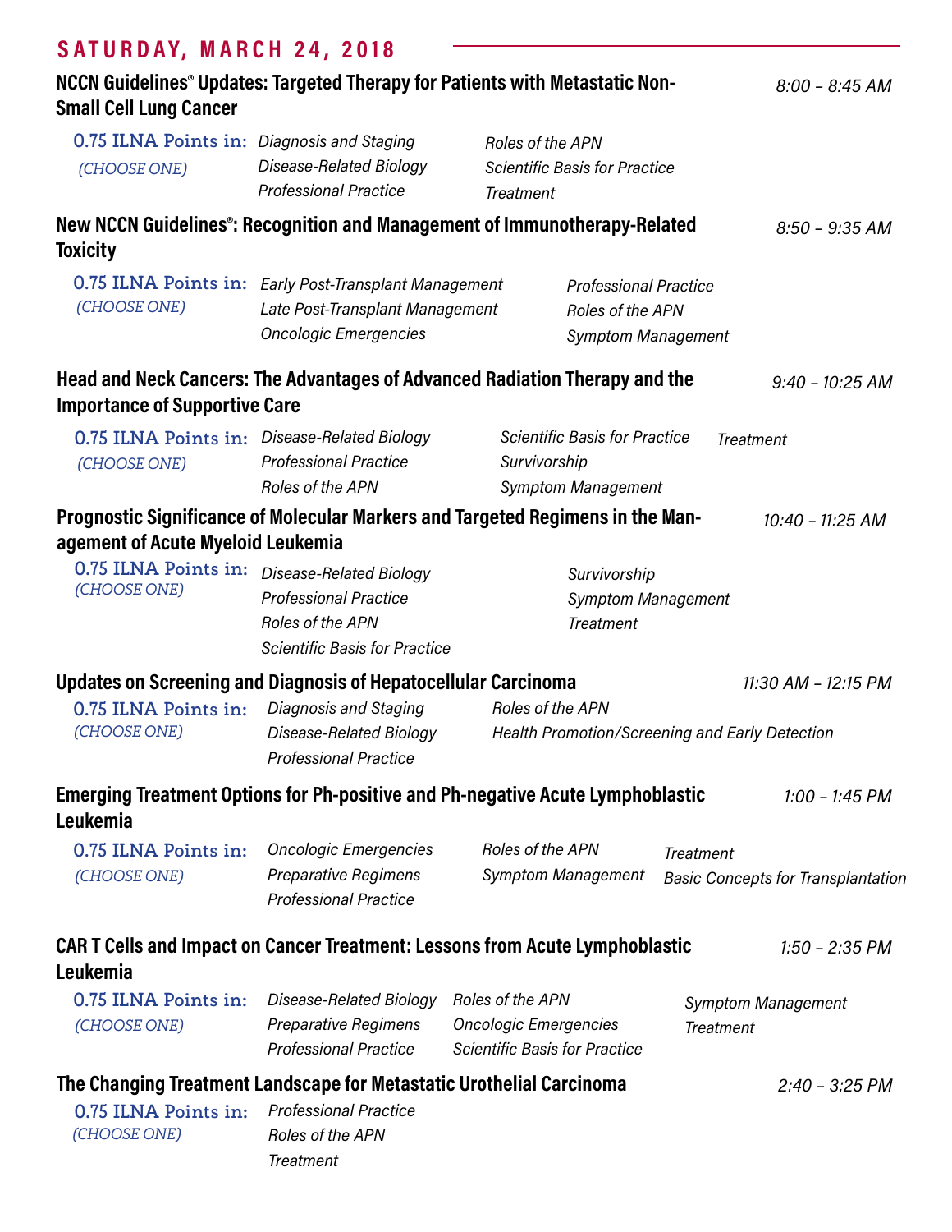## SATURDAY, MARCH 24, 2018

### NCCN Guidelines® Updates: Targeted Therapy for Patients with Metastatic Non-Small Cell Lung Cancer

*8:00 – 8:45 AM*

**0.75 ILNA Points in:** *(CHOOSE ONE)*

*Diagnosis and Staging*
*Disease-Related Biology*
*Professional Practice*
*Roles of the APN*
*Scientific Basis for Practice*
*Treatment*

### New NCCN Guidelines®: Recognition and Management of Immunotherapy-Related Toxicity

*8:50 – 9:35 AM*

**0.75 ILNA Points in:** *(CHOOSE ONE)*

*Early Post-Transplant Management*
*Late Post-Transplant Management*
*Oncologic Emergencies*
*Professional Practice*
*Roles of the APN*
*Symptom Management*

### Head and Neck Cancers: The Advantages of Advanced Radiation Therapy and the Importance of Supportive Care

*9:40 – 10:25 AM*

**0.75 ILNA Points in:** *(CHOOSE ONE)*

*Disease-Related Biology*
*Professional Practice*
*Roles of the APN*
*Scientific Basis for Practice*
*Survivorship*
*Symptom Management*
*Treatment*

### Prognostic Significance of Molecular Markers and Targeted Regimens in the Management of Acute Myeloid Leukemia

*10:40 – 11:25 AM*

**0.75 ILNA Points in:** *(CHOOSE ONE)*

*Disease-Related Biology*
*Professional Practice*
*Roles of the APN*
*Scientific Basis for Practice*
*Survivorship*
*Symptom Management*
*Treatment*

### Updates on Screening and Diagnosis of Hepatocellular Carcinoma

*11:30 AM – 12:15 PM*

**0.75 ILNA Points in:** *(CHOOSE ONE)*

*Diagnosis and Staging*
*Disease-Related Biology*
*Professional Practice*
*Roles of the APN*
*Health Promotion/Screening and Early Detection*

### Emerging Treatment Options for Ph-positive and Ph-negative Acute Lymphoblastic Leukemia

*1:00 – 1:45 PM*

**0.75 ILNA Points in:** *(CHOOSE ONE)*

*Oncologic Emergencies*
*Preparative Regimens*
*Professional Practice*
*Roles of the APN*
*Symptom Management*
*Treatment*
*Basic Concepts for Transplantation*

### CAR T Cells and Impact on Cancer Treatment: Lessons from Acute Lymphoblastic Leukemia

*1:50 – 2:35 PM*

**0.75 ILNA Points in:** *(CHOOSE ONE)*

*Disease-Related Biology*
*Preparative Regimens*
*Professional Practice*
*Roles of the APN*
*Oncologic Emergencies*
*Scientific Basis for Practice*
*Symptom Management*
*Treatment*

### The Changing Treatment Landscape for Metastatic Urothelial Carcinoma

*2:40 – 3:25 PM*

**0.75 ILNA Points in:** *(CHOOSE ONE)*

*Professional Practice*
*Roles of the APN*
*Treatment*